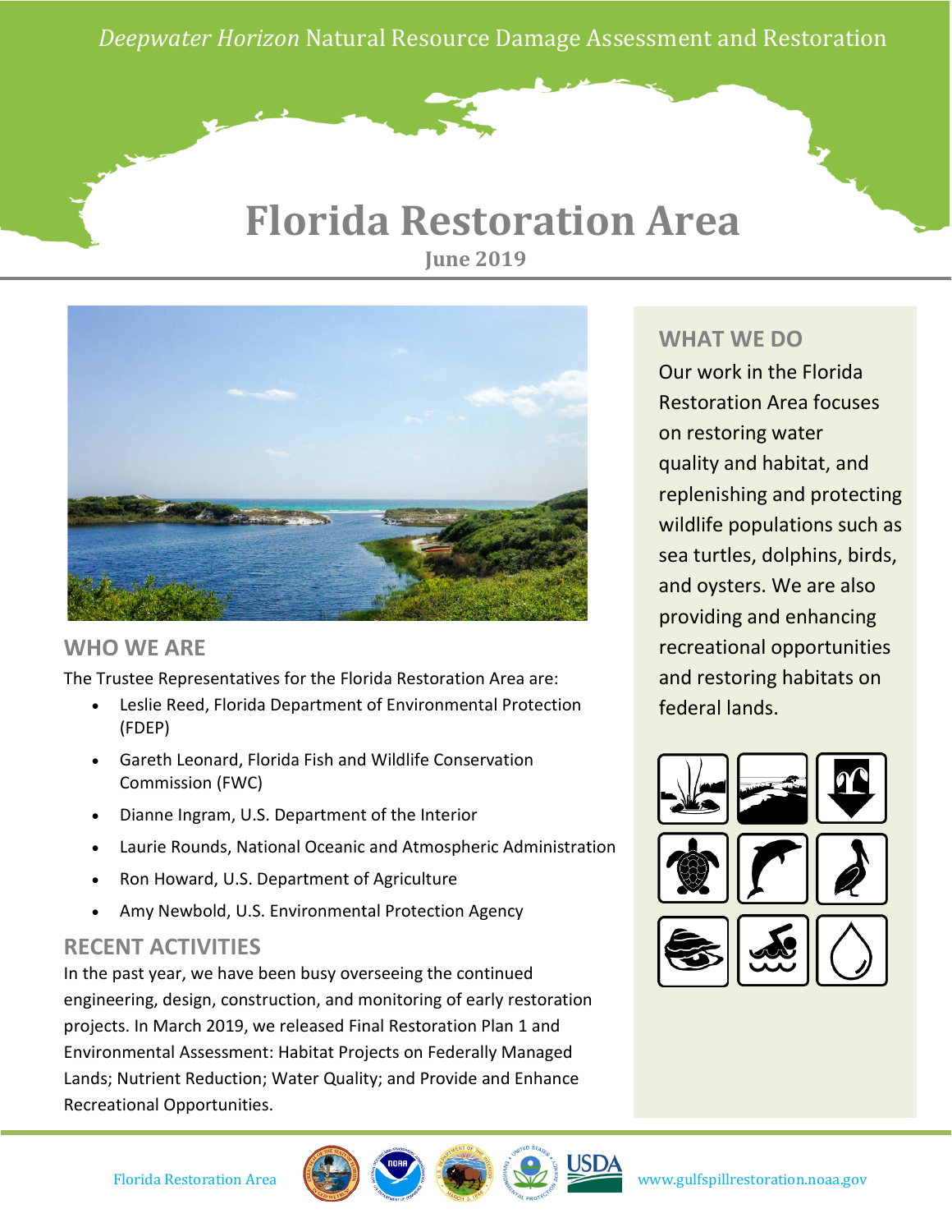*Deepwater Horizon* Natural Resource Damage Assessment and Restoration

# Florida Restoration Area

**June 2019**

## WHO WE ARE

The Trustee Representatives for the Florida Restoration Area are:

- Leslie Reed, Florida Department of Environmental Protection (FDEP)
- Gareth Leonard, Florida Fish and Wildlife Conservation Commission (FWC)
- Dianne Ingram, U.S. Department of the Interior
- Laurie Rounds, National Oceanic and Atmospheric Administration
- Ron Howard, U.S. Department of Agriculture
- Amy Newbold, U.S. Environmental Protection Agency

## RECENT ACTIVITIES

In the past year, we have been busy overseeing the continued engineering, design, construction, and monitoring of early restoration projects. In March 2019, we released Final Restoration Plan 1 and Environmental Assessment: Habitat Projects on Federally Managed Lands; Nutrient Reduction; Water Quality; and Provide and Enhance Recreational Opportunities.

## WHAT WE DO

Our work in the Florida Restoration Area focuses on restoring water quality and habitat, and replenishing and protecting wildlife populations such as sea turtles, dolphins, birds, and oysters. We are also providing and enhancing recreational opportunities and restoring habitats on federal lands.

Florida Restoration Area www.gulfspillrestoration.noaa.gov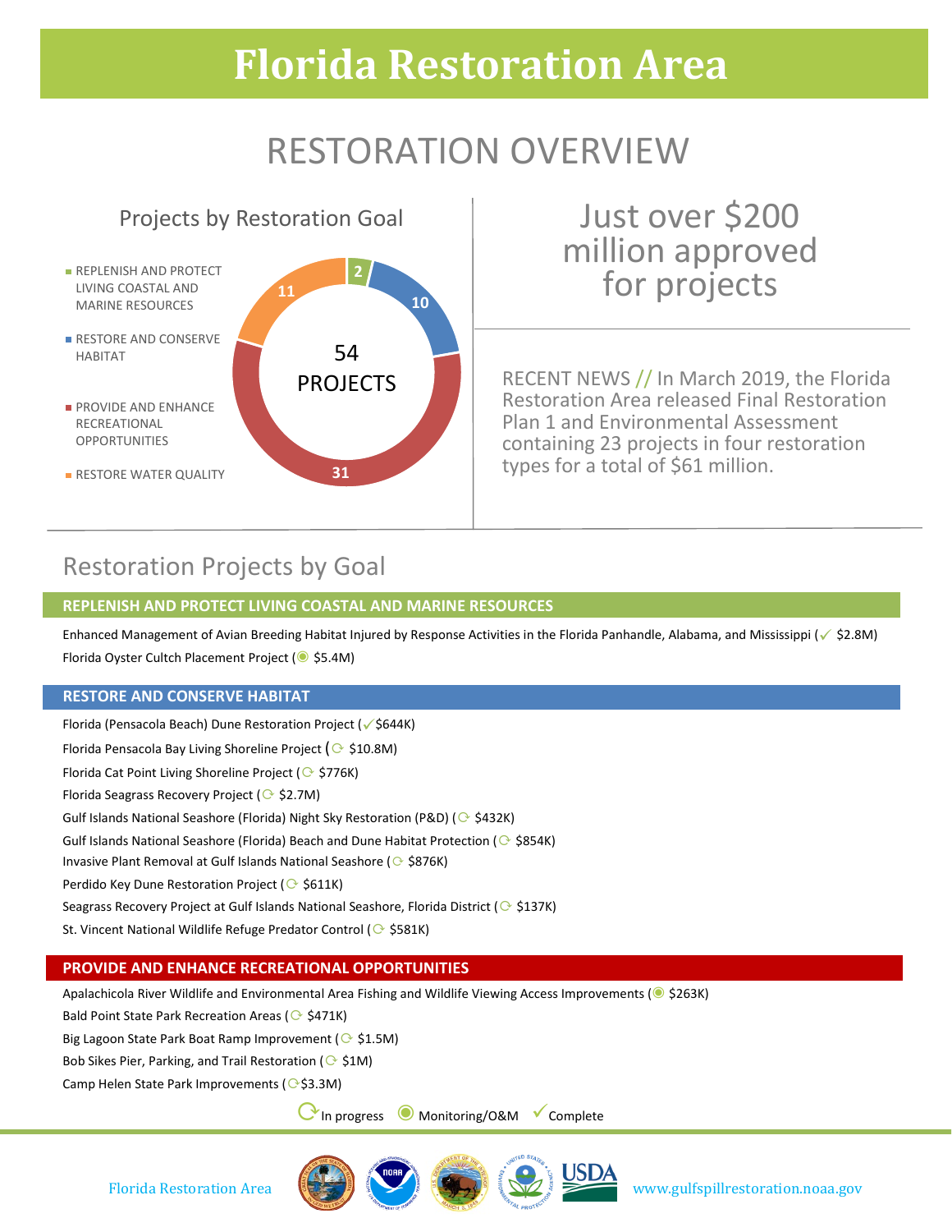# Florida Restoration Area

## RESTORATION OVERVIEW

### Projects by Restoration Goal

- REPLENISH AND PROTECT LIVING COASTAL AND MARINE RESOURCES: 2
- RESTORE AND CONSERVE HABITAT: 10
- PROVIDE AND ENHANCE RECREATIONAL OPPORTUNITIES: 31
- RESTORE WATER QUALITY: 11

54 PROJECTS

Just over $200 million approved for projects

RECENT NEWS // In March 2019, the Florida Restoration Area released Final Restoration Plan 1 and Environmental Assessment containing 23 projects in four restoration types for a total of $61 million.

## Restoration Projects by Goal

### REPLENISH AND PROTECT LIVING COASTAL AND MARINE RESOURCES

Enhanced Management of Avian Breeding Habitat Injured by Response Activities in the Florida Panhandle, Alabama, and Mississippi (✓ $2.8M)
Florida Oyster Cultch Placement Project (◉ $5.4M)

### RESTORE AND CONSERVE HABITAT

Florida (Pensacola Beach) Dune Restoration Project (✓ $644K)
Florida Pensacola Bay Living Shoreline Project (⟳ $10.8M)
Florida Cat Point Living Shoreline Project (⟳ $776K)
Florida Seagrass Recovery Project (⟳ $2.7M)
Gulf Islands National Seashore (Florida) Night Sky Restoration (P&D) (⟳ $432K)
Gulf Islands National Seashore (Florida) Beach and Dune Habitat Protection (⟳ $854K)
Invasive Plant Removal at Gulf Islands National Seashore (⟳ $876K)
Perdido Key Dune Restoration Project (⟳ $611K)
Seagrass Recovery Project at Gulf Islands National Seashore, Florida District (⟳ $137K)
St. Vincent National Wildlife Refuge Predator Control (⟳ $581K)

### PROVIDE AND ENHANCE RECREATIONAL OPPORTUNITIES

Apalachicola River Wildlife and Environmental Area Fishing and Wildlife Viewing Access Improvements (◉ $263K)
Bald Point State Park Recreation Areas (⟳ $471K)
Big Lagoon State Park Boat Ramp Improvement (⟳ $1.5M)
Bob Sikes Pier, Parking, and Trail Restoration (⟳ $1M)
Camp Helen State Park Improvements (⟳ $3.3M)

⟳ In progress ◉ Monitoring/O&M ✓ Complete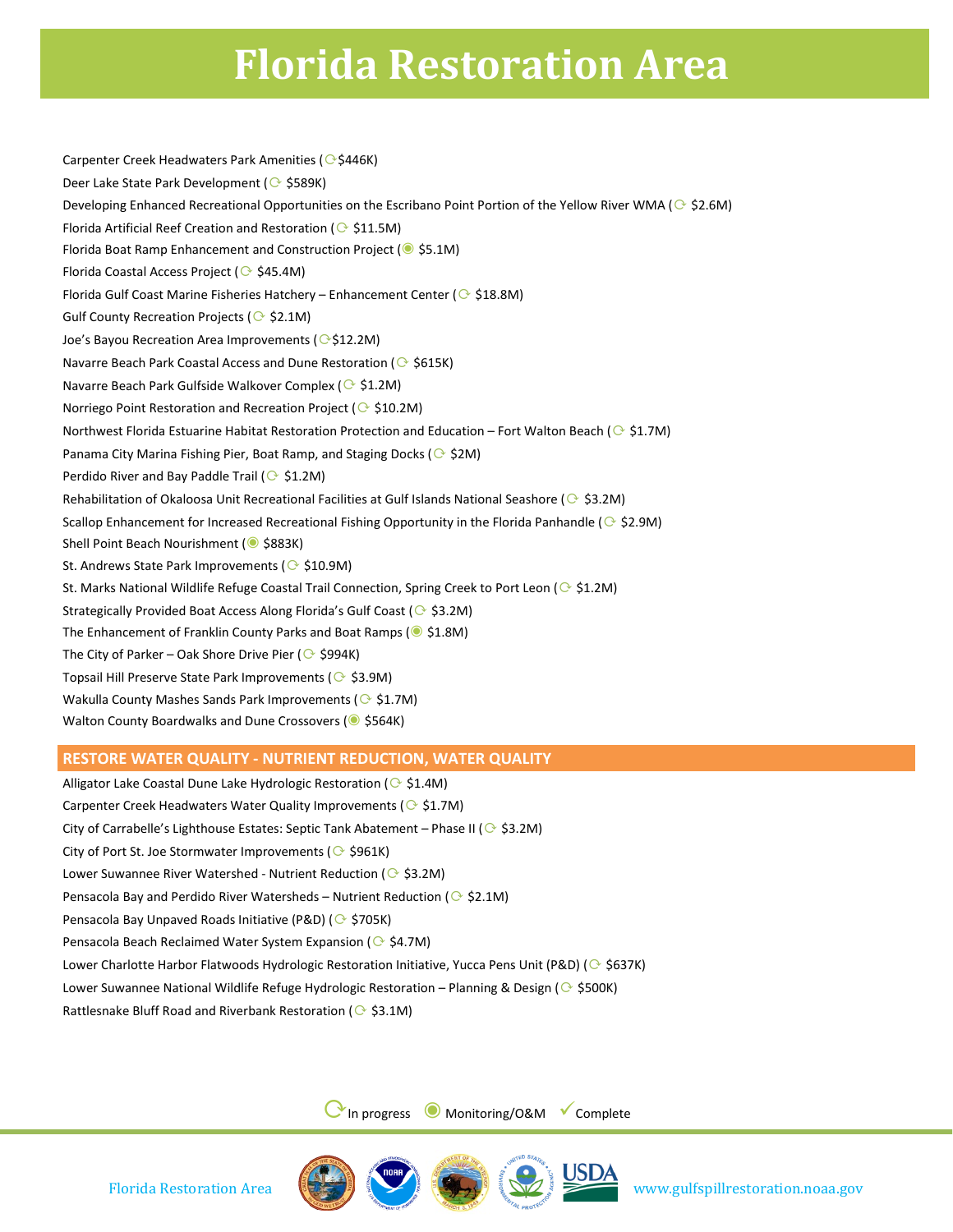# Florida Restoration Area

Carpenter Creek Headwaters Park Amenities (⟳ $446K)

Deer Lake State Park Development (⟳ $589K)

Developing Enhanced Recreational Opportunities on the Escribano Point Portion of the Yellow River WMA (⟳ $2.6M)

Florida Artificial Reef Creation and Restoration (⟳ $11.5M)

Florida Boat Ramp Enhancement and Construction Project (◉ $5.1M)

Florida Coastal Access Project (⟳ $45.4M)

Florida Gulf Coast Marine Fisheries Hatchery – Enhancement Center (⟳ $18.8M)

Gulf County Recreation Projects (⟳ $2.1M)

Joe's Bayou Recreation Area Improvements (⟳ $12.2M)

Navarre Beach Park Coastal Access and Dune Restoration (⟳ $615K)

Navarre Beach Park Gulfside Walkover Complex (⟳ $1.2M)

Norriego Point Restoration and Recreation Project (⟳ $10.2M)

Northwest Florida Estuarine Habitat Restoration Protection and Education – Fort Walton Beach (⟳ $1.7M)

Panama City Marina Fishing Pier, Boat Ramp, and Staging Docks (⟳ $2M)

Perdido River and Bay Paddle Trail (⟳ $1.2M)

Rehabilitation of Okaloosa Unit Recreational Facilities at Gulf Islands National Seashore (⟳ $3.2M)

Scallop Enhancement for Increased Recreational Fishing Opportunity in the Florida Panhandle (⟳ $2.9M)

Shell Point Beach Nourishment (◉ $883K)

St. Andrews State Park Improvements (⟳ $10.9M)

St. Marks National Wildlife Refuge Coastal Trail Connection, Spring Creek to Port Leon (⟳ $1.2M)

Strategically Provided Boat Access Along Florida's Gulf Coast (⟳ $3.2M)

The Enhancement of Franklin County Parks and Boat Ramps (◉ $1.8M)

The City of Parker – Oak Shore Drive Pier (⟳ $994K)

Topsail Hill Preserve State Park Improvements (⟳ $3.9M)

Wakulla County Mashes Sands Park Improvements (⟳ $1.7M)

Walton County Boardwalks and Dune Crossovers (◉ $564K)

## RESTORE WATER QUALITY - NUTRIENT REDUCTION, WATER QUALITY

Alligator Lake Coastal Dune Lake Hydrologic Restoration (⟳ $1.4M)

Carpenter Creek Headwaters Water Quality Improvements (⟳ $1.7M)

City of Carrabelle's Lighthouse Estates: Septic Tank Abatement – Phase II (⟳ $3.2M)

City of Port St. Joe Stormwater Improvements (⟳ $961K)

Lower Suwannee River Watershed - Nutrient Reduction (⟳ $3.2M)

Pensacola Bay and Perdido River Watersheds – Nutrient Reduction (⟳ $2.1M)

Pensacola Bay Unpaved Roads Initiative (P&D) (⟳ $705K)

Pensacola Beach Reclaimed Water System Expansion (⟳ $4.7M)

Lower Charlotte Harbor Flatwoods Hydrologic Restoration Initiative, Yucca Pens Unit (P&D) (⟳ $637K)

Lower Suwannee National Wildlife Refuge Hydrologic Restoration – Planning & Design (⟳ $500K)

Rattlesnake Bluff Road and Riverbank Restoration (⟳ $3.1M)

⟳ In progress ◉ Monitoring/O&M ✓ Complete